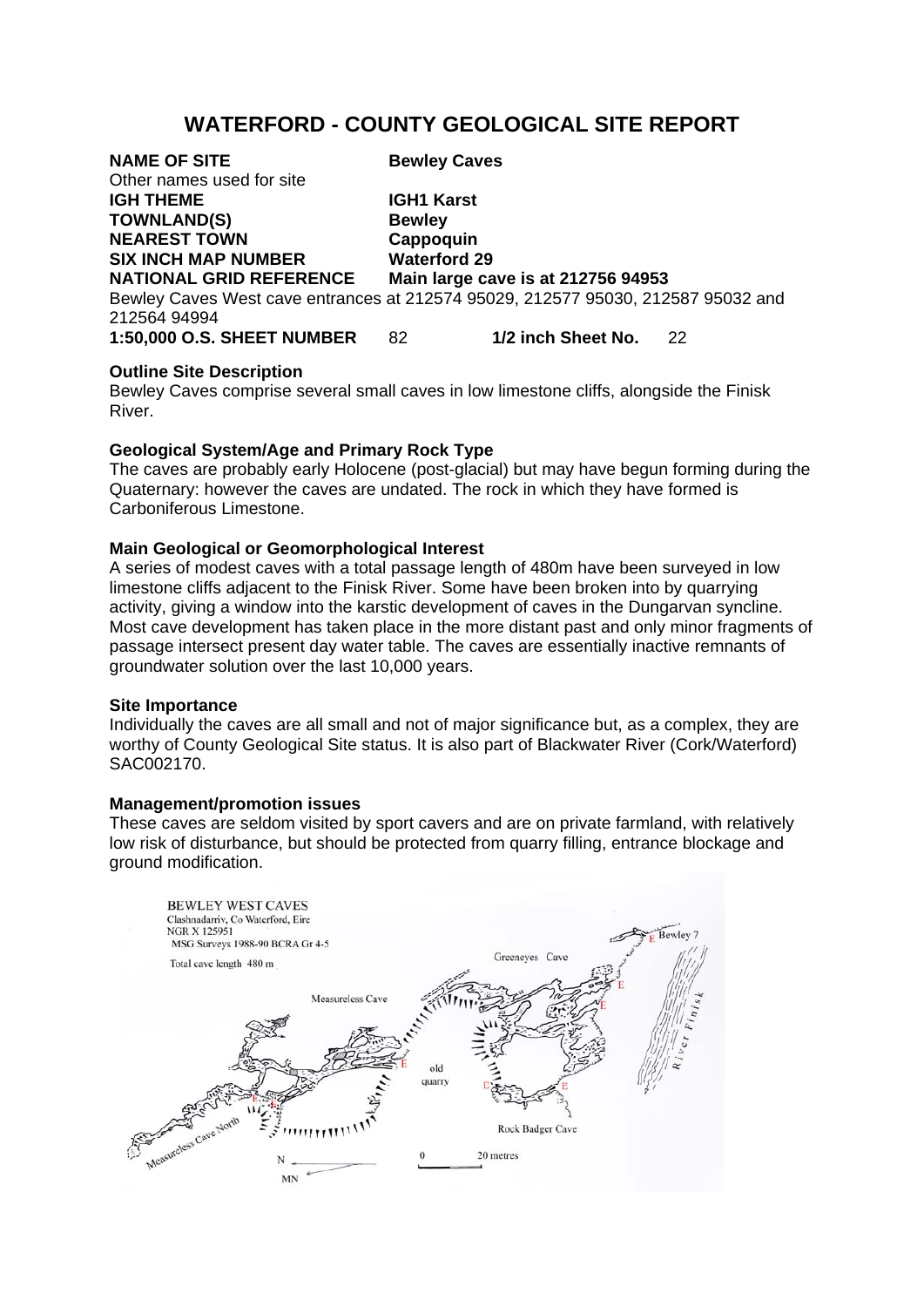# WATERFORD - COUNTY GEOLOGICAL SITE REPORT

**NAME OF SITE** **Bewley Caves**
Other names used for site
**IGH THEME** **IGH1 Karst**
**TOWNLAND(S)** **Bewley**
**NEAREST TOWN** **Cappoquin**
**SIX INCH MAP NUMBER** **Waterford 29**
**NATIONAL GRID REFERENCE** **Main large cave is at 212756 94953**
Bewley Caves West cave entrances at 212574 95029, 212577 95030, 212587 95032 and 212564 94994
**1:50,000 O.S. SHEET NUMBER** 82 **1/2 inch Sheet No.** 22

**Outline Site Description**
Bewley Caves comprise several small caves in low limestone cliffs, alongside the Finisk River.

**Geological System/Age and Primary Rock Type**
The caves are probably early Holocene (post-glacial) but may have begun forming during the Quaternary: however the caves are undated. The rock in which they have formed is Carboniferous Limestone.

**Main Geological or Geomorphological Interest**
A series of modest caves with a total passage length of 480m have been surveyed in low limestone cliffs adjacent to the Finisk River. Some have been broken into by quarrying activity, giving a window into the karstic development of caves in the Dungarvan syncline. Most cave development has taken place in the more distant past and only minor fragments of passage intersect present day water table. The caves are essentially inactive remnants of groundwater solution over the last 10,000 years.

**Site Importance**
Individually the caves are all small and not of major significance but, as a complex, they are worthy of County Geological Site status. It is also part of Blackwater River (Cork/Waterford) SAC002170.

**Management/promotion issues**
These caves are seldom visited by sport cavers and are on private farmland, with relatively low risk of disturbance, but should be protected from quarry filling, entrance blockage and ground modification.

BEWLEY WEST CAVES
Clashnadarriv, Co Waterford, Eire
NGR X 125951
MSG Surveys 1988-90 BCRA Gr 4-5
Total cave length 480 m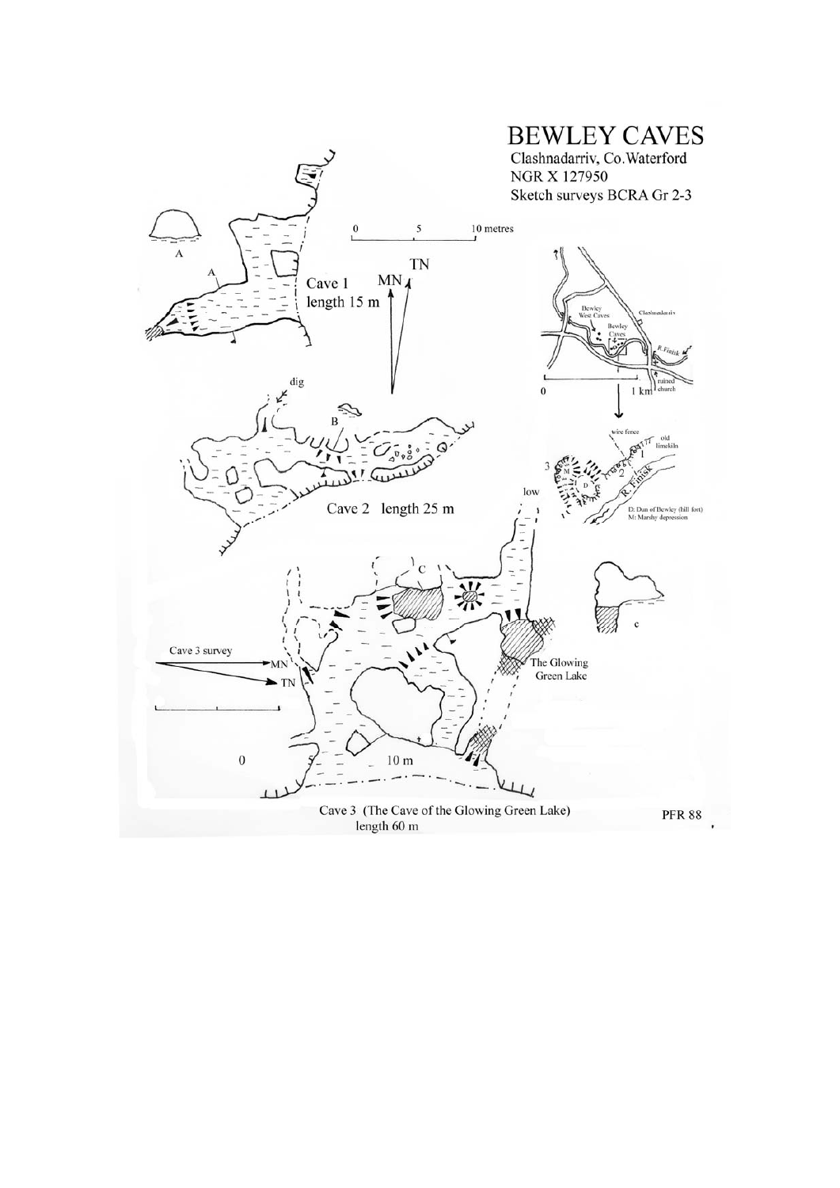# BEWLEY CAVES

Clashnadarriv, Co. Waterford
NGR X 127950
Sketch surveys BCRA Gr 2-3

0 5 10 metres

TN
MN

Cave 1
length 15 m

A

dig

B

Cave 2 length 25 m

Bewley West Caves
Bewley Caves
Clashnadarriv
R. Finisk
ruined church
0 1 km

wire fence
old limekiln
R. Finisk
D: Dun of Bewley (hill fort)
M: Marshy depression

low

C

c

Cave 3 survey
MN
TN

The Glowing Green Lake

0 10 m

Cave 3 (The Cave of the Glowing Green Lake)
length 60 m

PFR 88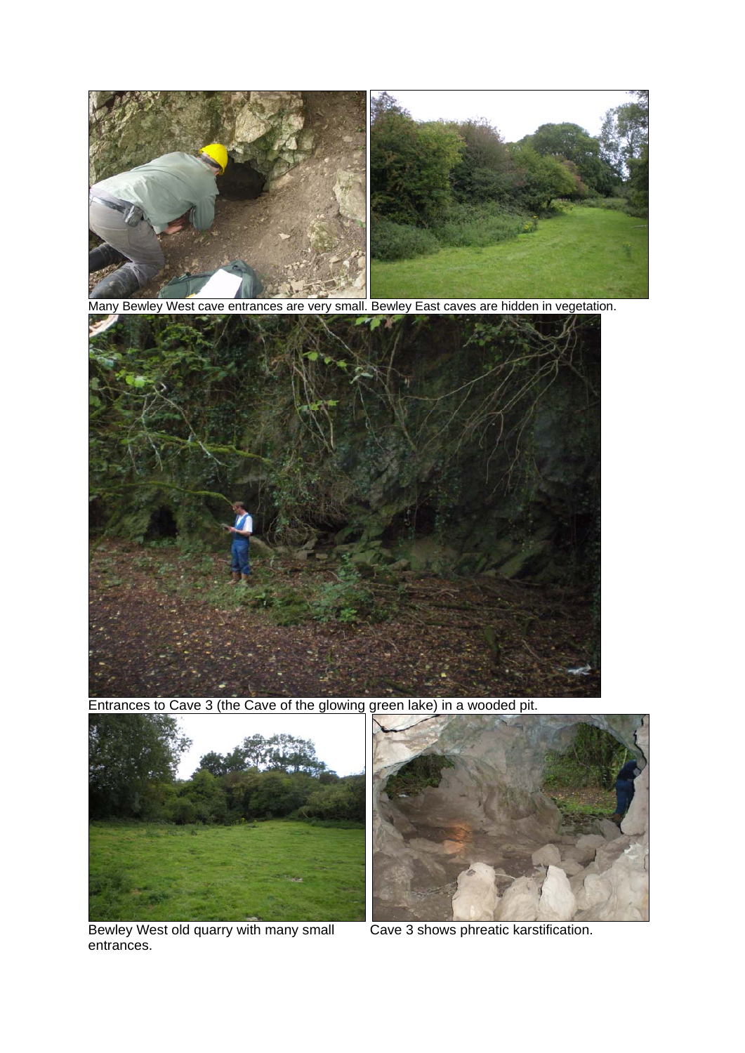Many Bewley West cave entrances are very small. Bewley East caves are hidden in vegetation.

Entrances to Cave 3 (the Cave of the glowing green lake) in a wooded pit.

Bewley West old quarry with many small entrances.

Cave 3 shows phreatic karstification.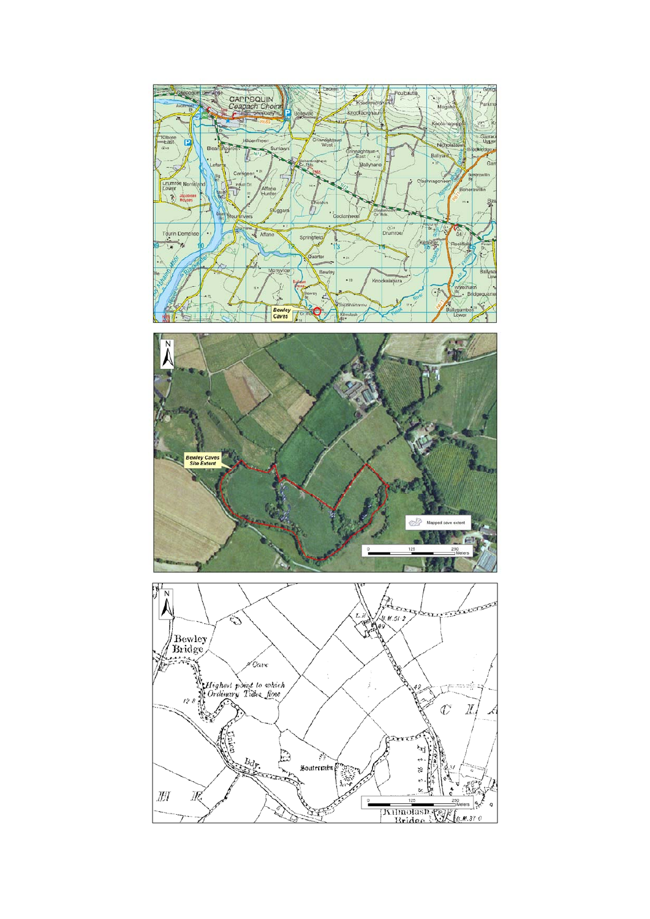Bewley Caves

Bewley Caves Site Extent

Mapped cave extent

0 125 250 Meters

Bewley Bridge

Cave

Highest point to which Ordinary Tides flow

Souterrain

Kilmolash Bridge

0 125 250 Meters